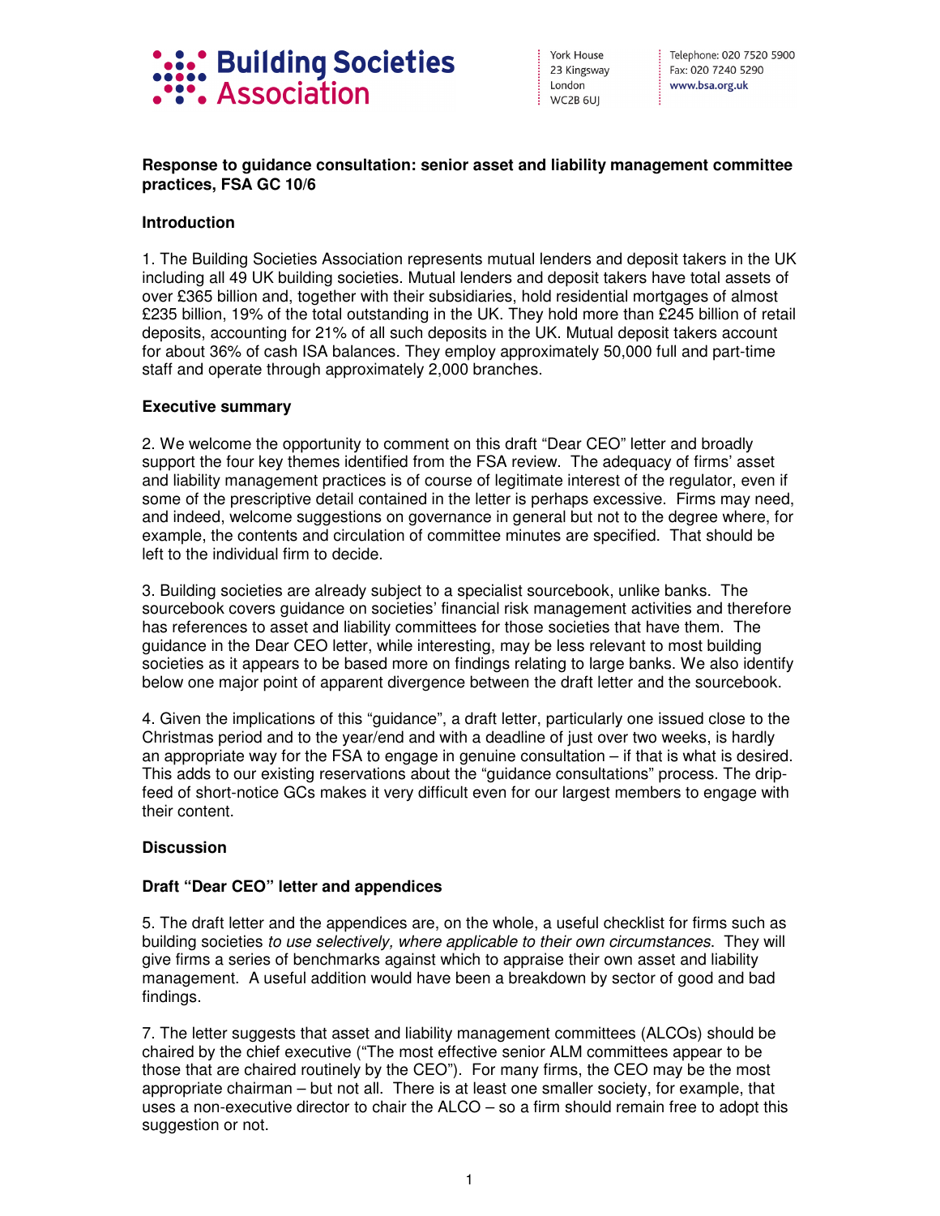Building Societies Association

York House
23 Kingsway
London
WC2B 6UJ

Telephone: 020 7520 5900
Fax: 020 7240 5290
www.bsa.org.uk

**Response to guidance consultation: senior asset and liability management committee practices, FSA GC 10/6**

**Introduction**

1. The Building Societies Association represents mutual lenders and deposit takers in the UK including all 49 UK building societies. Mutual lenders and deposit takers have total assets of over £365 billion and, together with their subsidiaries, hold residential mortgages of almost £235 billion, 19% of the total outstanding in the UK. They hold more than £245 billion of retail deposits, accounting for 21% of all such deposits in the UK. Mutual deposit takers account for about 36% of cash ISA balances. They employ approximately 50,000 full and part-time staff and operate through approximately 2,000 branches.

**Executive summary**

2. We welcome the opportunity to comment on this draft "Dear CEO" letter and broadly support the four key themes identified from the FSA review. The adequacy of firms' asset and liability management practices is of course of legitimate interest of the regulator, even if some of the prescriptive detail contained in the letter is perhaps excessive. Firms may need, and indeed, welcome suggestions on governance in general but not to the degree where, for example, the contents and circulation of committee minutes are specified. That should be left to the individual firm to decide.

3. Building societies are already subject to a specialist sourcebook, unlike banks. The sourcebook covers guidance on societies' financial risk management activities and therefore has references to asset and liability committees for those societies that have them. The guidance in the Dear CEO letter, while interesting, may be less relevant to most building societies as it appears to be based more on findings relating to large banks. We also identify below one major point of apparent divergence between the draft letter and the sourcebook.

4. Given the implications of this "guidance", a draft letter, particularly one issued close to the Christmas period and to the year/end and with a deadline of just over two weeks, is hardly an appropriate way for the FSA to engage in genuine consultation – if that is what is desired. This adds to our existing reservations about the "guidance consultations" process. The drip-feed of short-notice GCs makes it very difficult even for our largest members to engage with their content.

**Discussion**

**Draft "Dear CEO" letter and appendices**

5. The draft letter and the appendices are, on the whole, a useful checklist for firms such as building societies *to use selectively, where applicable to their own circumstances*. They will give firms a series of benchmarks against which to appraise their own asset and liability management. A useful addition would have been a breakdown by sector of good and bad findings.

7. The letter suggests that asset and liability management committees (ALCOs) should be chaired by the chief executive ("The most effective senior ALM committees appear to be those that are chaired routinely by the CEO"). For many firms, the CEO may be the most appropriate chairman – but not all. There is at least one smaller society, for example, that uses a non-executive director to chair the ALCO – so a firm should remain free to adopt this suggestion or not.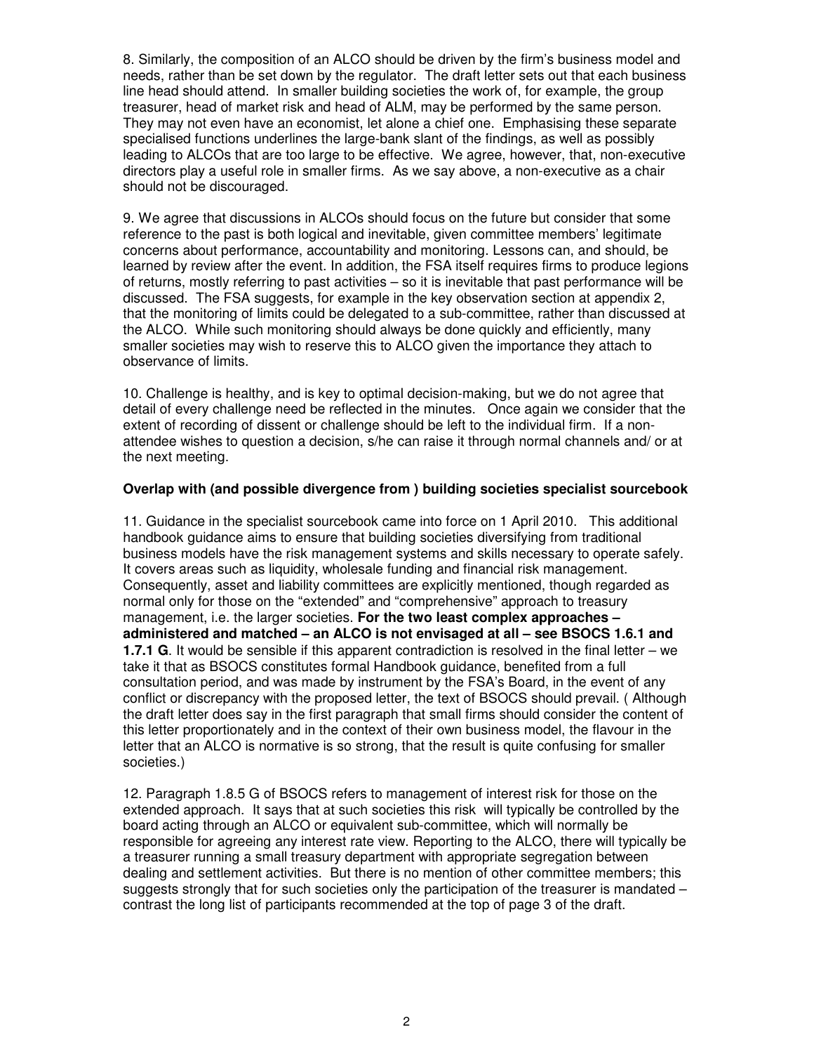8. Similarly, the composition of an ALCO should be driven by the firm's business model and needs, rather than be set down by the regulator. The draft letter sets out that each business line head should attend. In smaller building societies the work of, for example, the group treasurer, head of market risk and head of ALM, may be performed by the same person. They may not even have an economist, let alone a chief one. Emphasising these separate specialised functions underlines the large-bank slant of the findings, as well as possibly leading to ALCOs that are too large to be effective. We agree, however, that, non-executive directors play a useful role in smaller firms. As we say above, a non-executive as a chair should not be discouraged.

9. We agree that discussions in ALCOs should focus on the future but consider that some reference to the past is both logical and inevitable, given committee members' legitimate concerns about performance, accountability and monitoring. Lessons can, and should, be learned by review after the event. In addition, the FSA itself requires firms to produce legions of returns, mostly referring to past activities – so it is inevitable that past performance will be discussed. The FSA suggests, for example in the key observation section at appendix 2, that the monitoring of limits could be delegated to a sub-committee, rather than discussed at the ALCO. While such monitoring should always be done quickly and efficiently, many smaller societies may wish to reserve this to ALCO given the importance they attach to observance of limits.

10. Challenge is healthy, and is key to optimal decision-making, but we do not agree that detail of every challenge need be reflected in the minutes. Once again we consider that the extent of recording of dissent or challenge should be left to the individual firm. If a non-attendee wishes to question a decision, s/he can raise it through normal channels and/ or at the next meeting.

**Overlap with (and possible divergence from ) building societies specialist sourcebook**

11. Guidance in the specialist sourcebook came into force on 1 April 2010. This additional handbook guidance aims to ensure that building societies diversifying from traditional business models have the risk management systems and skills necessary to operate safely. It covers areas such as liquidity, wholesale funding and financial risk management. Consequently, asset and liability committees are explicitly mentioned, though regarded as normal only for those on the "extended" and "comprehensive" approach to treasury management, i.e. the larger societies. **For the two least complex approaches – administered and matched – an ALCO is not envisaged at all – see BSOCS 1.6.1 and 1.7.1 G**. It would be sensible if this apparent contradiction is resolved in the final letter – we take it that as BSOCS constitutes formal Handbook guidance, benefited from a full consultation period, and was made by instrument by the FSA's Board, in the event of any conflict or discrepancy with the proposed letter, the text of BSOCS should prevail. ( Although the draft letter does say in the first paragraph that small firms should consider the content of this letter proportionately and in the context of their own business model, the flavour in the letter that an ALCO is normative is so strong, that the result is quite confusing for smaller societies.)

12. Paragraph 1.8.5 G of BSOCS refers to management of interest risk for those on the extended approach. It says that at such societies this risk will typically be controlled by the board acting through an ALCO or equivalent sub-committee, which will normally be responsible for agreeing any interest rate view. Reporting to the ALCO, there will typically be a treasurer running a small treasury department with appropriate segregation between dealing and settlement activities. But there is no mention of other committee members; this suggests strongly that for such societies only the participation of the treasurer is mandated – contrast the long list of participants recommended at the top of page 3 of the draft.